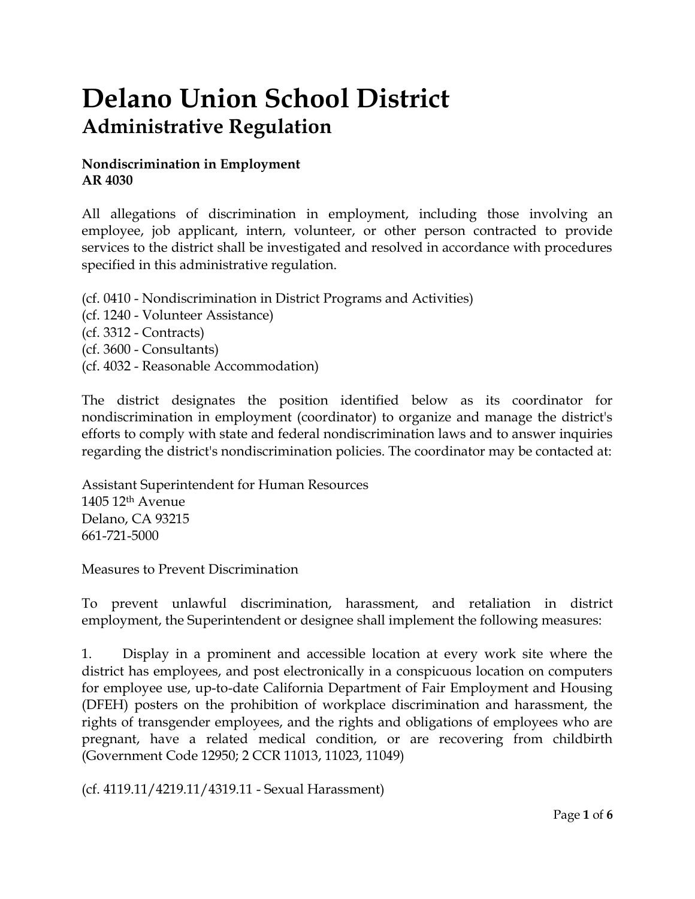# Delano Union School District

## Administrative Regulation

**Nondiscrimination in Employment**
**AR 4030**

All allegations of discrimination in employment, including those involving an employee, job applicant, intern, volunteer, or other person contracted to provide services to the district shall be investigated and resolved in accordance with procedures specified in this administrative regulation.

(cf. 0410 - Nondiscrimination in District Programs and Activities)
(cf. 1240 - Volunteer Assistance)
(cf. 3312 - Contracts)
(cf. 3600 - Consultants)
(cf. 4032 - Reasonable Accommodation)

The district designates the position identified below as its coordinator for nondiscrimination in employment (coordinator) to organize and manage the district's efforts to comply with state and federal nondiscrimination laws and to answer inquiries regarding the district's nondiscrimination policies. The coordinator may be contacted at:

Assistant Superintendent for Human Resources
1405 12th Avenue
Delano, CA 93215
661-721-5000

Measures to Prevent Discrimination

To prevent unlawful discrimination, harassment, and retaliation in district employment, the Superintendent or designee shall implement the following measures:

1. Display in a prominent and accessible location at every work site where the district has employees, and post electronically in a conspicuous location on computers for employee use, up-to-date California Department of Fair Employment and Housing (DFEH) posters on the prohibition of workplace discrimination and harassment, the rights of transgender employees, and the rights and obligations of employees who are pregnant, have a related medical condition, or are recovering from childbirth (Government Code 12950; 2 CCR 11013, 11023, 11049)

(cf. 4119.11/4219.11/4319.11 - Sexual Harassment)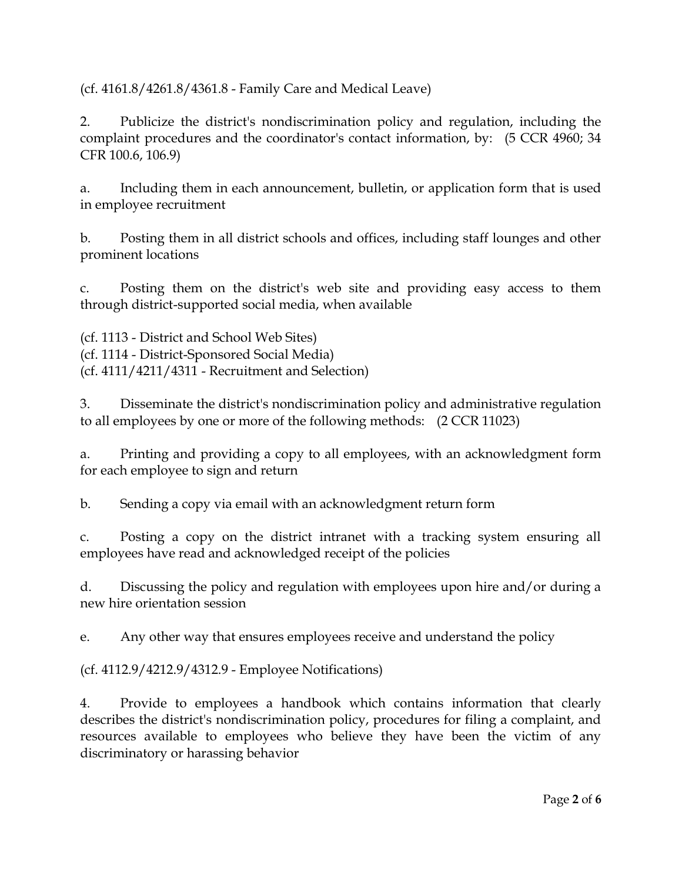(cf. 4161.8/4261.8/4361.8 - Family Care and Medical Leave)

2. Publicize the district's nondiscrimination policy and regulation, including the complaint procedures and the coordinator's contact information, by: (5 CCR 4960; 34 CFR 100.6, 106.9)

a. Including them in each announcement, bulletin, or application form that is used in employee recruitment

b. Posting them in all district schools and offices, including staff lounges and other prominent locations

c. Posting them on the district's web site and providing easy access to them through district-supported social media, when available

(cf. 1113 - District and School Web Sites)
(cf. 1114 - District-Sponsored Social Media)
(cf. 4111/4211/4311 - Recruitment and Selection)

3. Disseminate the district's nondiscrimination policy and administrative regulation to all employees by one or more of the following methods: (2 CCR 11023)

a. Printing and providing a copy to all employees, with an acknowledgment form for each employee to sign and return

b. Sending a copy via email with an acknowledgment return form

c. Posting a copy on the district intranet with a tracking system ensuring all employees have read and acknowledged receipt of the policies

d. Discussing the policy and regulation with employees upon hire and/or during a new hire orientation session

e. Any other way that ensures employees receive and understand the policy

(cf. 4112.9/4212.9/4312.9 - Employee Notifications)

4. Provide to employees a handbook which contains information that clearly describes the district's nondiscrimination policy, procedures for filing a complaint, and resources available to employees who believe they have been the victim of any discriminatory or harassing behavior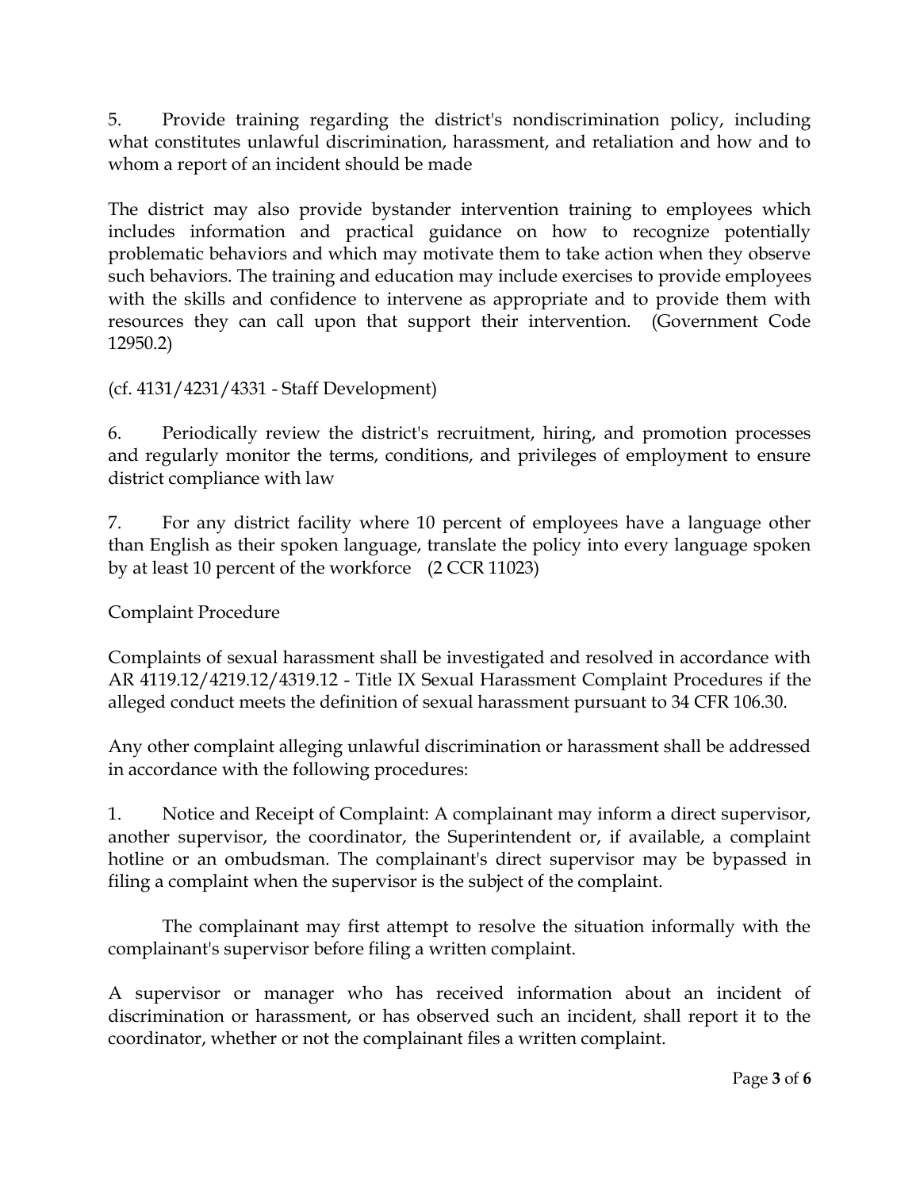5. Provide training regarding the district's nondiscrimination policy, including what constitutes unlawful discrimination, harassment, and retaliation and how and to whom a report of an incident should be made

The district may also provide bystander intervention training to employees which includes information and practical guidance on how to recognize potentially problematic behaviors and which may motivate them to take action when they observe such behaviors. The training and education may include exercises to provide employees with the skills and confidence to intervene as appropriate and to provide them with resources they can call upon that support their intervention. (Government Code 12950.2)

(cf. 4131/4231/4331 - Staff Development)

6. Periodically review the district's recruitment, hiring, and promotion processes and regularly monitor the terms, conditions, and privileges of employment to ensure district compliance with law

7. For any district facility where 10 percent of employees have a language other than English as their spoken language, translate the policy into every language spoken by at least 10 percent of the workforce (2 CCR 11023)

## Complaint Procedure

Complaints of sexual harassment shall be investigated and resolved in accordance with AR 4119.12/4219.12/4319.12 - Title IX Sexual Harassment Complaint Procedures if the alleged conduct meets the definition of sexual harassment pursuant to 34 CFR 106.30.

Any other complaint alleging unlawful discrimination or harassment shall be addressed in accordance with the following procedures:

1. Notice and Receipt of Complaint: A complainant may inform a direct supervisor, another supervisor, the coordinator, the Superintendent or, if available, a complaint hotline or an ombudsman. The complainant's direct supervisor may be bypassed in filing a complaint when the supervisor is the subject of the complaint.

   The complainant may first attempt to resolve the situation informally with the complainant's supervisor before filing a written complaint.

A supervisor or manager who has received information about an incident of discrimination or harassment, or has observed such an incident, shall report it to the coordinator, whether or not the complainant files a written complaint.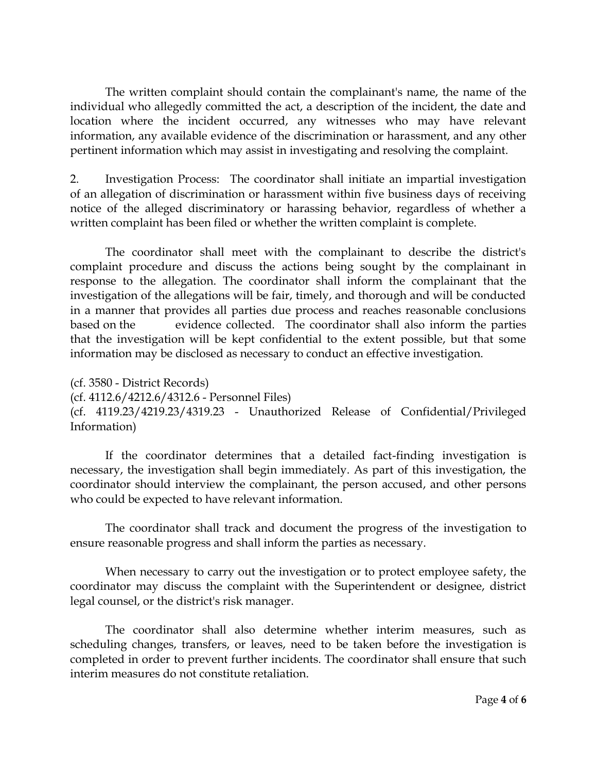The written complaint should contain the complainant's name, the name of the individual who allegedly committed the act, a description of the incident, the date and location where the incident occurred, any witnesses who may have relevant information, any available evidence of the discrimination or harassment, and any other pertinent information which may assist in investigating and resolving the complaint.

2. Investigation Process: The coordinator shall initiate an impartial investigation of an allegation of discrimination or harassment within five business days of receiving notice of the alleged discriminatory or harassing behavior, regardless of whether a written complaint has been filed or whether the written complaint is complete.

The coordinator shall meet with the complainant to describe the district's complaint procedure and discuss the actions being sought by the complainant in response to the allegation. The coordinator shall inform the complainant that the investigation of the allegations will be fair, timely, and thorough and will be conducted in a manner that provides all parties due process and reaches reasonable conclusions based on the evidence collected. The coordinator shall also inform the parties that the investigation will be kept confidential to the extent possible, but that some information may be disclosed as necessary to conduct an effective investigation.

(cf. 3580 - District Records)
(cf. 4112.6/4212.6/4312.6 - Personnel Files)
(cf. 4119.23/4219.23/4319.23 - Unauthorized Release of Confidential/Privileged Information)

If the coordinator determines that a detailed fact-finding investigation is necessary, the investigation shall begin immediately. As part of this investigation, the coordinator should interview the complainant, the person accused, and other persons who could be expected to have relevant information.

The coordinator shall track and document the progress of the investigation to ensure reasonable progress and shall inform the parties as necessary.

When necessary to carry out the investigation or to protect employee safety, the coordinator may discuss the complaint with the Superintendent or designee, district legal counsel, or the district's risk manager.

The coordinator shall also determine whether interim measures, such as scheduling changes, transfers, or leaves, need to be taken before the investigation is completed in order to prevent further incidents. The coordinator shall ensure that such interim measures do not constitute retaliation.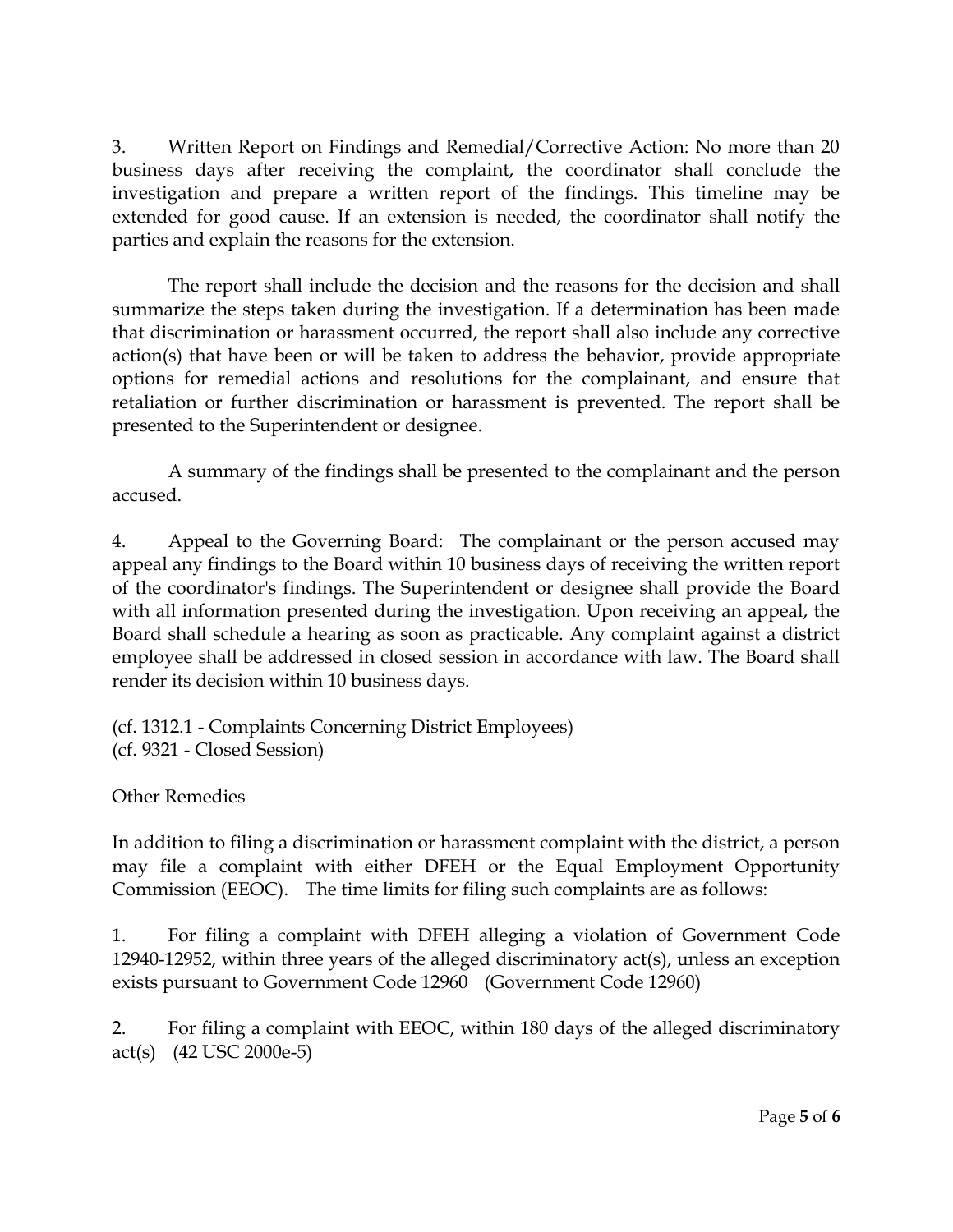3. Written Report on Findings and Remedial/Corrective Action: No more than 20 business days after receiving the complaint, the coordinator shall conclude the investigation and prepare a written report of the findings. This timeline may be extended for good cause. If an extension is needed, the coordinator shall notify the parties and explain the reasons for the extension.

The report shall include the decision and the reasons for the decision and shall summarize the steps taken during the investigation. If a determination has been made that discrimination or harassment occurred, the report shall also include any corrective action(s) that have been or will be taken to address the behavior, provide appropriate options for remedial actions and resolutions for the complainant, and ensure that retaliation or further discrimination or harassment is prevented. The report shall be presented to the Superintendent or designee.

A summary of the findings shall be presented to the complainant and the person accused.

4. Appeal to the Governing Board: The complainant or the person accused may appeal any findings to the Board within 10 business days of receiving the written report of the coordinator's findings. The Superintendent or designee shall provide the Board with all information presented during the investigation. Upon receiving an appeal, the Board shall schedule a hearing as soon as practicable. Any complaint against a district employee shall be addressed in closed session in accordance with law. The Board shall render its decision within 10 business days.

(cf. 1312.1 - Complaints Concerning District Employees)
(cf. 9321 - Closed Session)

Other Remedies

In addition to filing a discrimination or harassment complaint with the district, a person may file a complaint with either DFEH or the Equal Employment Opportunity Commission (EEOC). The time limits for filing such complaints are as follows:

1. For filing a complaint with DFEH alleging a violation of Government Code 12940-12952, within three years of the alleged discriminatory act(s), unless an exception exists pursuant to Government Code 12960 (Government Code 12960)

2. For filing a complaint with EEOC, within 180 days of the alleged discriminatory act(s) (42 USC 2000e-5)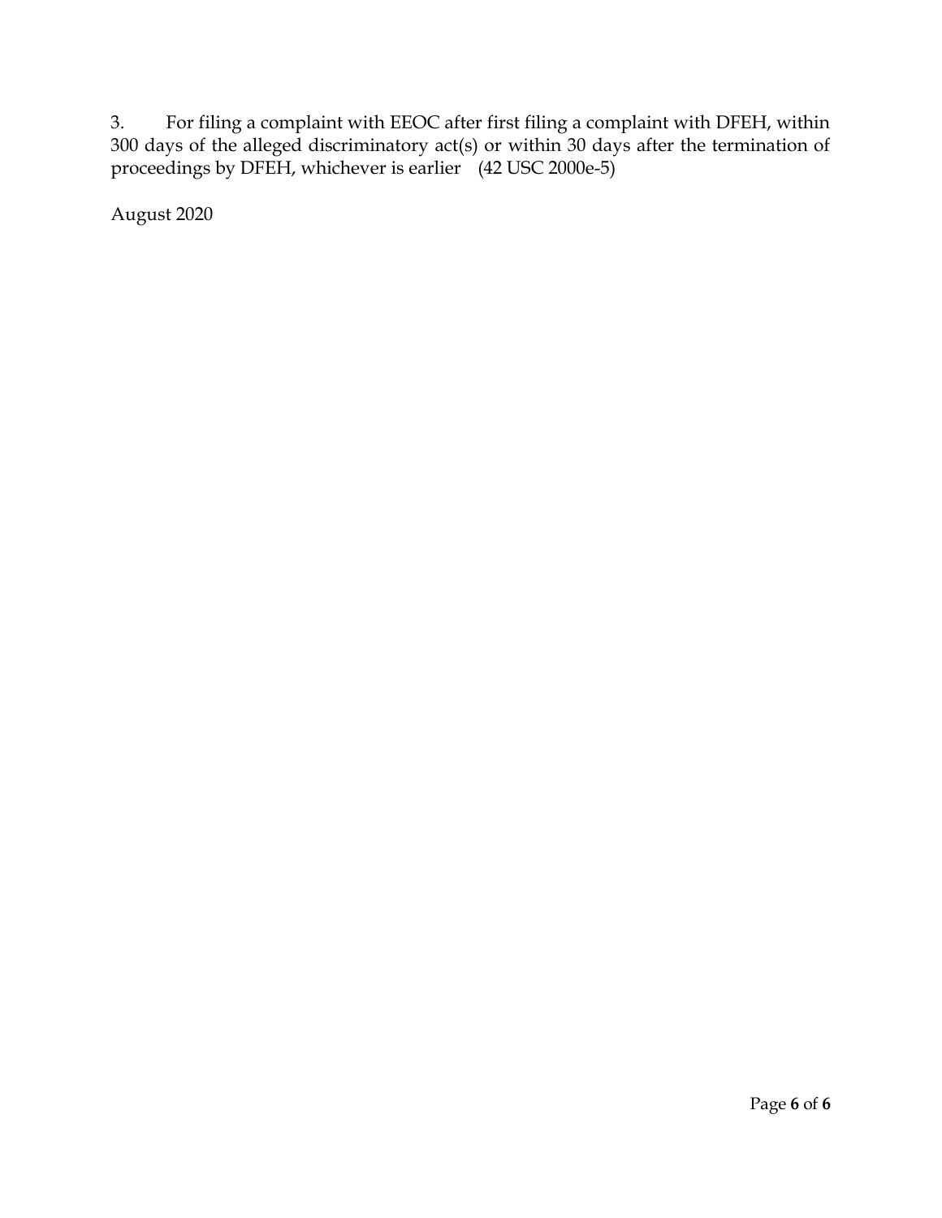3. For filing a complaint with EEOC after first filing a complaint with DFEH, within 300 days of the alleged discriminatory act(s) or within 30 days after the termination of proceedings by DFEH, whichever is earlier (42 USC 2000e-5)

August 2020